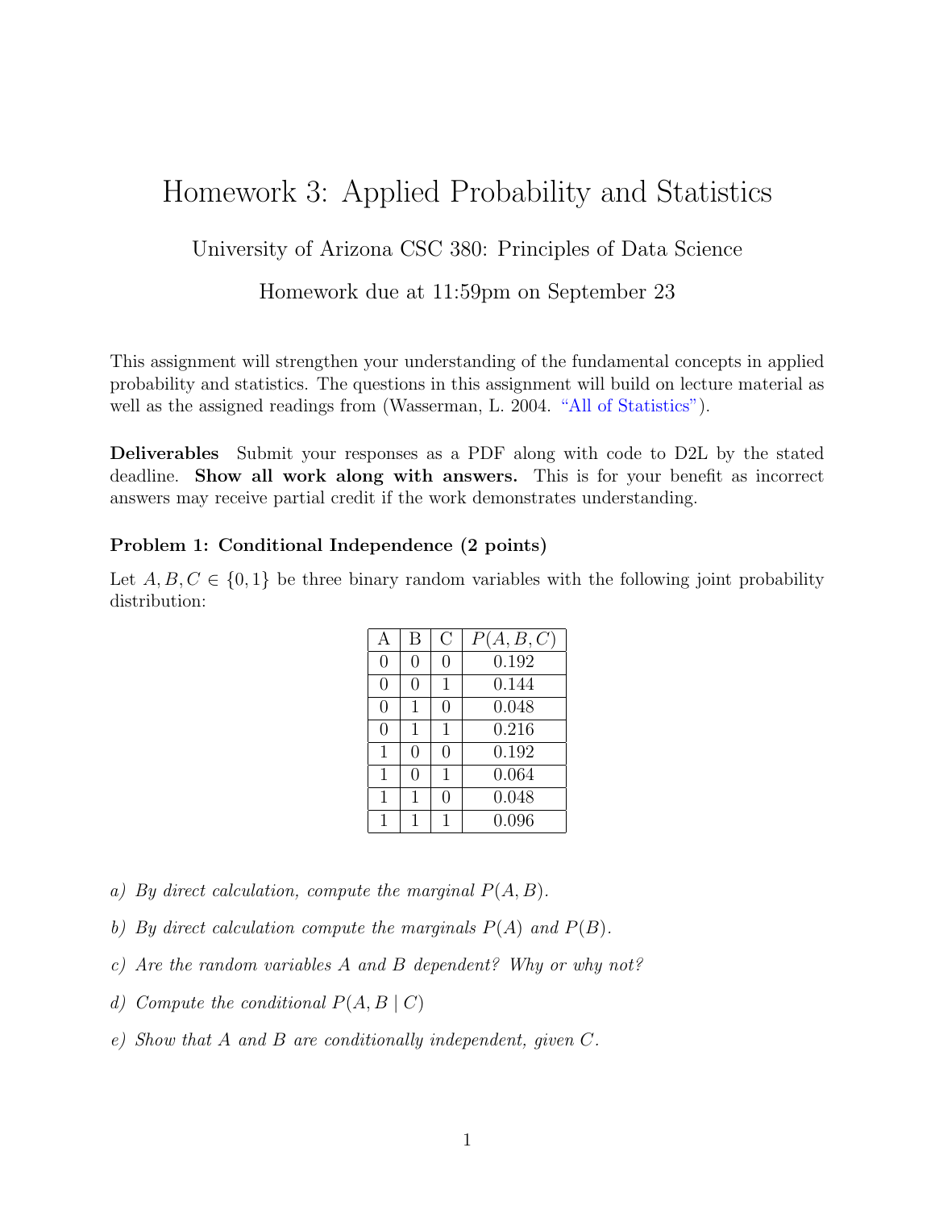# Homework 3: Applied Probability and Statistics

University of Arizona CSC 380: Principles of Data Science

Homework due at 11:59pm on September 23

This assignment will strengthen your understanding of the fundamental concepts in applied probability and statistics. The questions in this assignment will build on lecture material as well as the assigned readings from (Wasserman, L. 2004. "All of Statistics").

**Deliverables** Submit your responses as a PDF along with code to D2L by the stated deadline. **Show all work along with answers.** This is for your benefit as incorrect answers may receive partial credit if the work demonstrates understanding.

### Problem 1: Conditional Independence (2 points)

Let $A, B, C \in \{0, 1\}$ be three binary random variables with the following joint probability distribution:

| A | B | C | $P(A, B, C)$ |
|---|---|---|---|
| 0 | 0 | 0 | 0.192 |
| 0 | 0 | 1 | 0.144 |
| 0 | 1 | 0 | 0.048 |
| 0 | 1 | 1 | 0.216 |
| 1 | 0 | 0 | 0.192 |
| 1 | 0 | 1 | 0.064 |
| 1 | 1 | 0 | 0.048 |
| 1 | 1 | 1 | 0.096 |

*a) By direct calculation, compute the marginal $P(A, B)$.*

*b) By direct calculation compute the marginals $P(A)$ and $P(B)$.*

*c) Are the random variables $A$ and $B$ dependent? Why or why not?*

*d) Compute the conditional $P(A, B \mid C)$*

*e) Show that $A$ and $B$ are conditionally independent, given $C$.*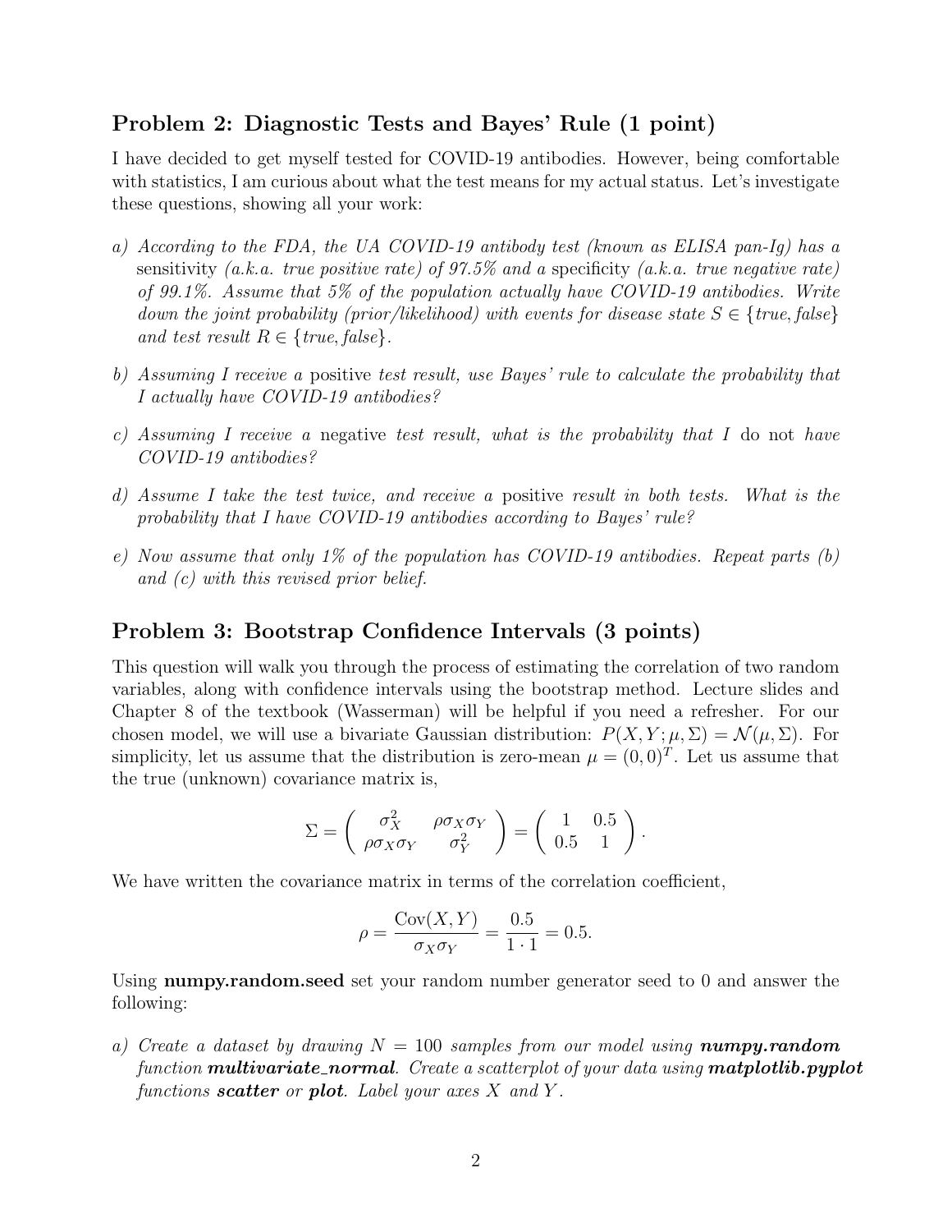## Problem 2: Diagnostic Tests and Bayes' Rule (1 point)

I have decided to get myself tested for COVID-19 antibodies. However, being comfortable with statistics, I am curious about what the test means for my actual status. Let's investigate these questions, showing all your work:

a) *According to the FDA, the UA COVID-19 antibody test (known as ELISA pan-Ig) has a* sensitivity *(a.k.a. true positive rate) of 97.5% and a* specificity *(a.k.a. true negative rate) of 99.1%. Assume that 5% of the population actually have COVID-19 antibodies. Write down the joint probability (prior/likelihood) with events for disease state $S \in \{true, false\}$ and test result $R \in \{true, false\}$.*

b) *Assuming I receive a* positive *test result, use Bayes' rule to calculate the probability that I actually have COVID-19 antibodies?*

c) *Assuming I receive a* negative *test result, what is the probability that I* do not *have COVID-19 antibodies?*

d) *Assume I take the test twice, and receive a* positive *result in both tests. What is the probability that I have COVID-19 antibodies according to Bayes' rule?*

e) *Now assume that only 1% of the population has COVID-19 antibodies. Repeat parts (b) and (c) with this revised prior belief.*

## Problem 3: Bootstrap Confidence Intervals (3 points)

This question will walk you through the process of estimating the correlation of two random variables, along with confidence intervals using the bootstrap method. Lecture slides and Chapter 8 of the textbook (Wasserman) will be helpful if you need a refresher. For our chosen model, we will use a bivariate Gaussian distribution: $P(X, Y; \mu, \Sigma) = \mathcal{N}(\mu, \Sigma)$. For simplicity, let us assume that the distribution is zero-mean $\mu = (0, 0)^T$. Let us assume that the true (unknown) covariance matrix is,

$$\Sigma = \begin{pmatrix} \sigma_X^2 & \rho\sigma_X\sigma_Y \\ \rho\sigma_X\sigma_Y & \sigma_Y^2 \end{pmatrix} = \begin{pmatrix} 1 & 0.5 \\ 0.5 & 1 \end{pmatrix}.$$

We have written the covariance matrix in terms of the correlation coefficient,

$$\rho = \frac{\text{Cov}(X, Y)}{\sigma_X\sigma_Y} = \frac{0.5}{1 \cdot 1} = 0.5.$$

Using **numpy.random.seed** set your random number generator seed to 0 and answer the following:

a) *Create a dataset by drawing $N = 100$ samples from our model using* ***numpy.random*** *function* ***multivariate_normal****. Create a scatterplot of your data using* ***matplotlib.pyplot*** *functions* ***scatter*** *or* ***plot****. Label your axes $X$ and $Y$.*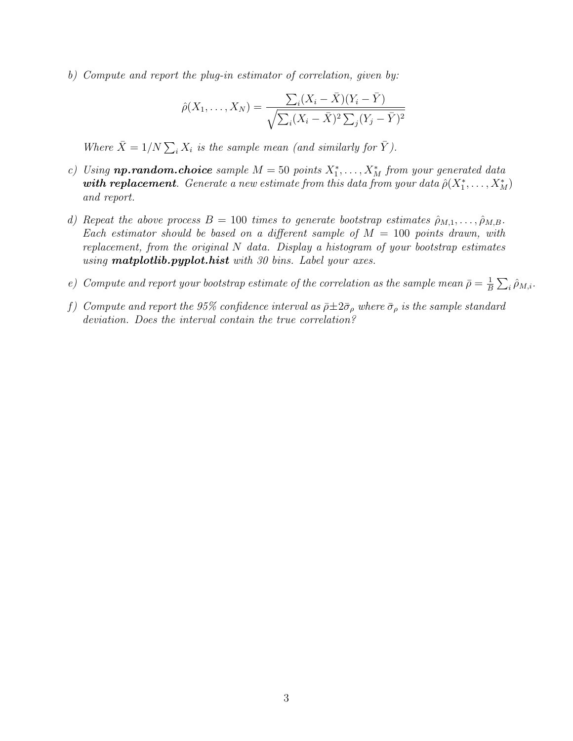b) *Compute and report the plug-in estimator of correlation, given by:*

$$\hat{\rho}(X_1, \ldots, X_N) = \frac{\sum_i (X_i - \bar{X})(Y_i - \bar{Y})}{\sqrt{\sum_i (X_i - \bar{X})^2 \sum_j (Y_j - \bar{Y})^2}}$$

*Where $\bar{X} = 1/N \sum_i X_i$ is the sample mean (and similarly for $\bar{Y}$).*

c) *Using* ***np.random.choice*** *sample $M = 50$ points $X_1^*, \ldots, X_M^*$ from your generated data* ***with replacement****. Generate a new estimate from this data from your data $\hat{\rho}(X_1^*, \ldots, X_M^*)$ and report.*

d) *Repeat the above process $B = 100$ times to generate bootstrap estimates $\hat{\rho}_{M,1}, \ldots, \hat{\rho}_{M,B}$. Each estimator should be based on a different sample of $M = 100$ points drawn, with replacement, from the original $N$ data. Display a histogram of your bootstrap estimates using* ***matplotlib.pyplot.hist*** *with 30 bins. Label your axes.*

e) *Compute and report your bootstrap estimate of the correlation as the sample mean $\bar{\rho} = \frac{1}{B} \sum_i \hat{\rho}_{M,i}$.*

f) *Compute and report the 95% confidence interval as $\bar{\rho} \pm 2\bar{\sigma}_\rho$ where $\bar{\sigma}_\rho$ is the sample standard deviation. Does the interval contain the true correlation?*